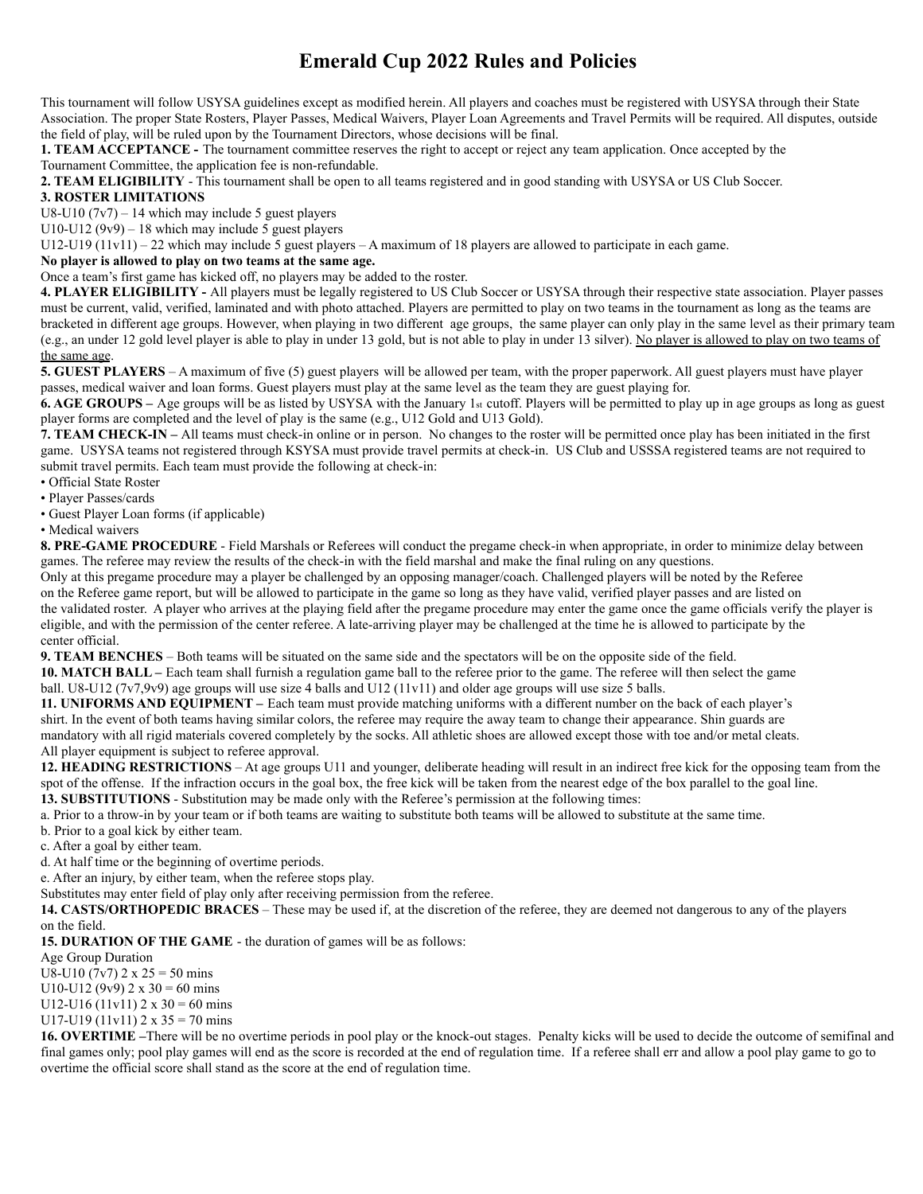# Emerald Cup 2022 Rules and Policies

This tournament will follow USYSA guidelines except as modified herein. All players and coaches must be registered with USYSA through their State Association. The proper State Rosters, Player Passes, Medical Waivers, Player Loan Agreements and Travel Permits will be required. All disputes, outside the field of play, will be ruled upon by the Tournament Directors, whose decisions will be final.

**1. TEAM ACCEPTANCE -** The tournament committee reserves the right to accept or reject any team application. Once accepted by the Tournament Committee, the application fee is non-refundable.

**2. TEAM ELIGIBILITY** - This tournament shall be open to all teams registered and in good standing with USYSA or US Club Soccer.

**3. ROSTER LIMITATIONS**

U8-U10 (7v7) – 14 which may include 5 guest players

U10-U12 (9v9) – 18 which may include 5 guest players

U12-U19 (11v11) – 22 which may include 5 guest players – A maximum of 18 players are allowed to participate in each game.

**No player is allowed to play on two teams at the same age.**

Once a team's first game has kicked off, no players may be added to the roster.

**4. PLAYER ELIGIBILITY -** All players must be legally registered to US Club Soccer or USYSA through their respective state association. Player passes must be current, valid, verified, laminated and with photo attached. Players are permitted to play on two teams in the tournament as long as the teams are bracketed in different age groups. However, when playing in two different age groups, the same player can only play in the same level as their primary team (e.g., an under 12 gold level player is able to play in under 13 gold, but is not able to play in under 13 silver). <u>No player is allowed to play on two teams of the same age</u>.

**5. GUEST PLAYERS** – A maximum of five (5) guest players will be allowed per team, with the proper paperwork. All guest players must have player passes, medical waiver and loan forms. Guest players must play at the same level as the team they are guest playing for.

**6. AGE GROUPS –** Age groups will be as listed by USYSA with the January 1st cutoff. Players will be permitted to play up in age groups as long as guest player forms are completed and the level of play is the same (e.g., U12 Gold and U13 Gold).

**7. TEAM CHECK-IN –** All teams must check-in online or in person. No changes to the roster will be permitted once play has been initiated in the first game. USYSA teams not registered through KSYSA must provide travel permits at check-in. US Club and USSSA registered teams are not required to submit travel permits. Each team must provide the following at check-in:

- Official State Roster
- Player Passes/cards
- Guest Player Loan forms (if applicable)
- Medical waivers

**8. PRE-GAME PROCEDURE** - Field Marshals or Referees will conduct the pregame check-in when appropriate, in order to minimize delay between games. The referee may review the results of the check-in with the field marshal and make the final ruling on any questions.

Only at this pregame procedure may a player be challenged by an opposing manager/coach. Challenged players will be noted by the Referee on the Referee game report, but will be allowed to participate in the game so long as they have valid, verified player passes and are listed on the validated roster. A player who arrives at the playing field after the pregame procedure may enter the game once the game officials verify the player is eligible, and with the permission of the center referee. A late-arriving player may be challenged at the time he is allowed to participate by the center official.

**9. TEAM BENCHES** – Both teams will be situated on the same side and the spectators will be on the opposite side of the field.

**10. MATCH BALL –** Each team shall furnish a regulation game ball to the referee prior to the game. The referee will then select the game ball. U8-U12 (7v7,9v9) age groups will use size 4 balls and U12 (11v11) and older age groups will use size 5 balls.

**11. UNIFORMS AND EQUIPMENT –** Each team must provide matching uniforms with a different number on the back of each player's shirt. In the event of both teams having similar colors, the referee may require the away team to change their appearance. Shin guards are mandatory with all rigid materials covered completely by the socks. All athletic shoes are allowed except those with toe and/or metal cleats. All player equipment is subject to referee approval.

**12. HEADING RESTRICTIONS** – At age groups U11 and younger, deliberate heading will result in an indirect free kick for the opposing team from the spot of the offense. If the infraction occurs in the goal box, the free kick will be taken from the nearest edge of the box parallel to the goal line.

**13. SUBSTITUTIONS** - Substitution may be made only with the Referee's permission at the following times:

a. Prior to a throw-in by your team or if both teams are waiting to substitute both teams will be allowed to substitute at the same time.

b. Prior to a goal kick by either team.

c. After a goal by either team.

d. At half time or the beginning of overtime periods.

e. After an injury, by either team, when the referee stops play.

Substitutes may enter field of play only after receiving permission from the referee.

**14. CASTS/ORTHOPEDIC BRACES** – These may be used if, at the discretion of the referee, they are deemed not dangerous to any of the players on the field.

**15. DURATION OF THE GAME** - the duration of games will be as follows:

Age Group Duration

U8-U10 (7v7) 2 x 25 = 50 mins

U10-U12 (9v9) 2 x 30 = 60 mins

U12-U16 (11v11) 2 x 30 = 60 mins

U17-U19 (11v11) 2 x 35 = 70 mins

**16. OVERTIME –**There will be no overtime periods in pool play or the knock-out stages. Penalty kicks will be used to decide the outcome of semifinal and final games only; pool play games will end as the score is recorded at the end of regulation time. If a referee shall err and allow a pool play game to go to overtime the official score shall stand as the score at the end of regulation time.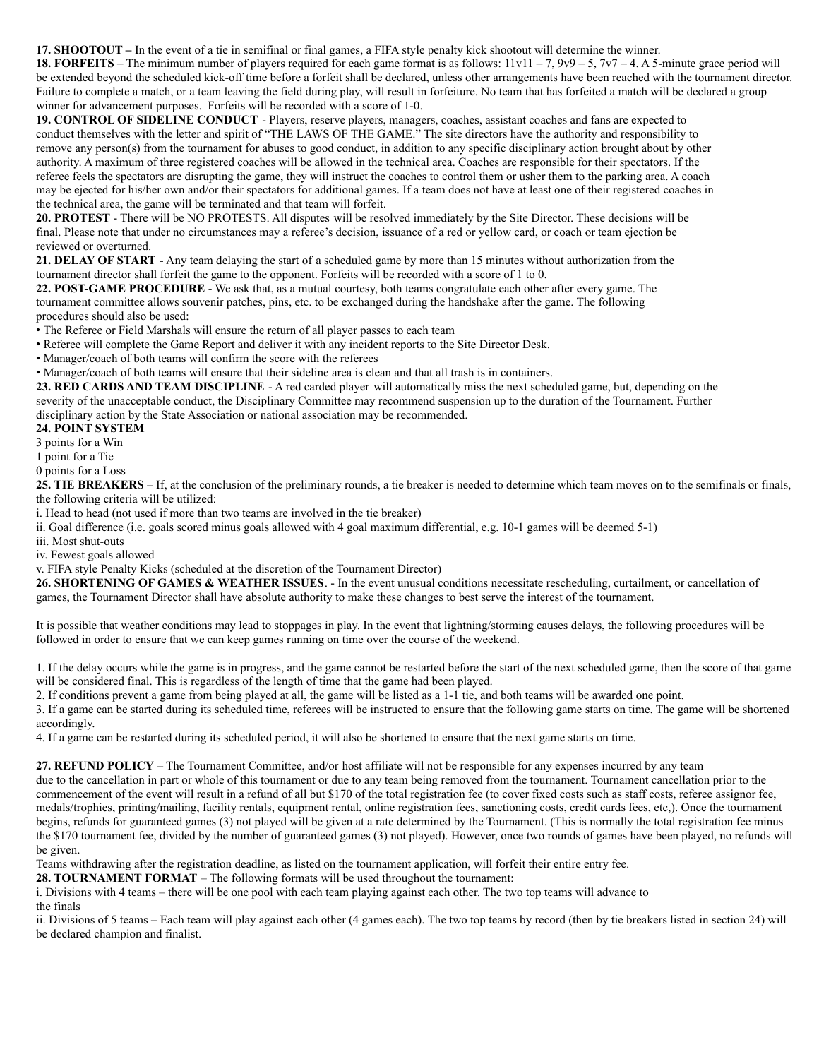**17. SHOOTOUT –** In the event of a tie in semifinal or final games, a FIFA style penalty kick shootout will determine the winner.

**18. FORFEITS** – The minimum number of players required for each game format is as follows: 11v11 – 7, 9v9 – 5, 7v7 – 4. A 5-minute grace period will be extended beyond the scheduled kick-off time before a forfeit shall be declared, unless other arrangements have been reached with the tournament director. Failure to complete a match, or a team leaving the field during play, will result in forfeiture. No team that has forfeited a match will be declared a group winner for advancement purposes. Forfeits will be recorded with a score of 1-0.

**19. CONTROL OF SIDELINE CONDUCT** - Players, reserve players, managers, coaches, assistant coaches and fans are expected to conduct themselves with the letter and spirit of "THE LAWS OF THE GAME." The site directors have the authority and responsibility to remove any person(s) from the tournament for abuses to good conduct, in addition to any specific disciplinary action brought about by other authority. A maximum of three registered coaches will be allowed in the technical area. Coaches are responsible for their spectators. If the referee feels the spectators are disrupting the game, they will instruct the coaches to control them or usher them to the parking area. A coach may be ejected for his/her own and/or their spectators for additional games. If a team does not have at least one of their registered coaches in the technical area, the game will be terminated and that team will forfeit.

**20. PROTEST** - There will be NO PROTESTS. All disputes will be resolved immediately by the Site Director. These decisions will be final. Please note that under no circumstances may a referee's decision, issuance of a red or yellow card, or coach or team ejection be reviewed or overturned.

**21. DELAY OF START** - Any team delaying the start of a scheduled game by more than 15 minutes without authorization from the tournament director shall forfeit the game to the opponent. Forfeits will be recorded with a score of 1 to 0.

**22. POST-GAME PROCEDURE** - We ask that, as a mutual courtesy, both teams congratulate each other after every game. The tournament committee allows souvenir patches, pins, etc. to be exchanged during the handshake after the game. The following procedures should also be used:

- The Referee or Field Marshals will ensure the return of all player passes to each team
- Referee will complete the Game Report and deliver it with any incident reports to the Site Director Desk.
- Manager/coach of both teams will confirm the score with the referees
- Manager/coach of both teams will ensure that their sideline area is clean and that all trash is in containers.

**23. RED CARDS AND TEAM DISCIPLINE** - A red carded player will automatically miss the next scheduled game, but, depending on the severity of the unacceptable conduct, the Disciplinary Committee may recommend suspension up to the duration of the Tournament. Further disciplinary action by the State Association or national association may be recommended.

**24. POINT SYSTEM**

3 points for a Win
1 point for a Tie
0 points for a Loss

**25. TIE BREAKERS** – If, at the conclusion of the preliminary rounds, a tie breaker is needed to determine which team moves on to the semifinals or finals, the following criteria will be utilized:

i. Head to head (not used if more than two teams are involved in the tie breaker)
ii. Goal difference (i.e. goals scored minus goals allowed with 4 goal maximum differential, e.g. 10-1 games will be deemed 5-1)
iii. Most shut-outs
iv. Fewest goals allowed
v. FIFA style Penalty Kicks (scheduled at the discretion of the Tournament Director)

**26. SHORTENING OF GAMES & WEATHER ISSUES**. - In the event unusual conditions necessitate rescheduling, curtailment, or cancellation of games, the Tournament Director shall have absolute authority to make these changes to best serve the interest of the tournament.

It is possible that weather conditions may lead to stoppages in play. In the event that lightning/storming causes delays, the following procedures will be followed in order to ensure that we can keep games running on time over the course of the weekend.

1. If the delay occurs while the game is in progress, and the game cannot be restarted before the start of the next scheduled game, then the score of that game will be considered final. This is regardless of the length of time that the game had been played.
2. If conditions prevent a game from being played at all, the game will be listed as a 1-1 tie, and both teams will be awarded one point.
3. If a game can be started during its scheduled time, referees will be instructed to ensure that the following game starts on time. The game will be shortened accordingly.
4. If a game can be restarted during its scheduled period, it will also be shortened to ensure that the next game starts on time.

**27. REFUND POLICY** – The Tournament Committee, and/or host affiliate will not be responsible for any expenses incurred by any team due to the cancellation in part or whole of this tournament or due to any team being removed from the tournament. Tournament cancellation prior to the commencement of the event will result in a refund of all but $170 of the total registration fee (to cover fixed costs such as staff costs, referee assignor fee, medals/trophies, printing/mailing, facility rentals, equipment rental, online registration fees, sanctioning costs, credit cards fees, etc,). Once the tournament begins, refunds for guaranteed games (3) not played will be given at a rate determined by the Tournament. (This is normally the total registration fee minus the $170 tournament fee, divided by the number of guaranteed games (3) not played). However, once two rounds of games have been played, no refunds will be given.

Teams withdrawing after the registration deadline, as listed on the tournament application, will forfeit their entire entry fee.

**28. TOURNAMENT FORMAT** – The following formats will be used throughout the tournament:

i. Divisions with 4 teams – there will be one pool with each team playing against each other. The two top teams will advance to the finals
ii. Divisions of 5 teams – Each team will play against each other (4 games each). The two top teams by record (then by tie breakers listed in section 24) will be declared champion and finalist.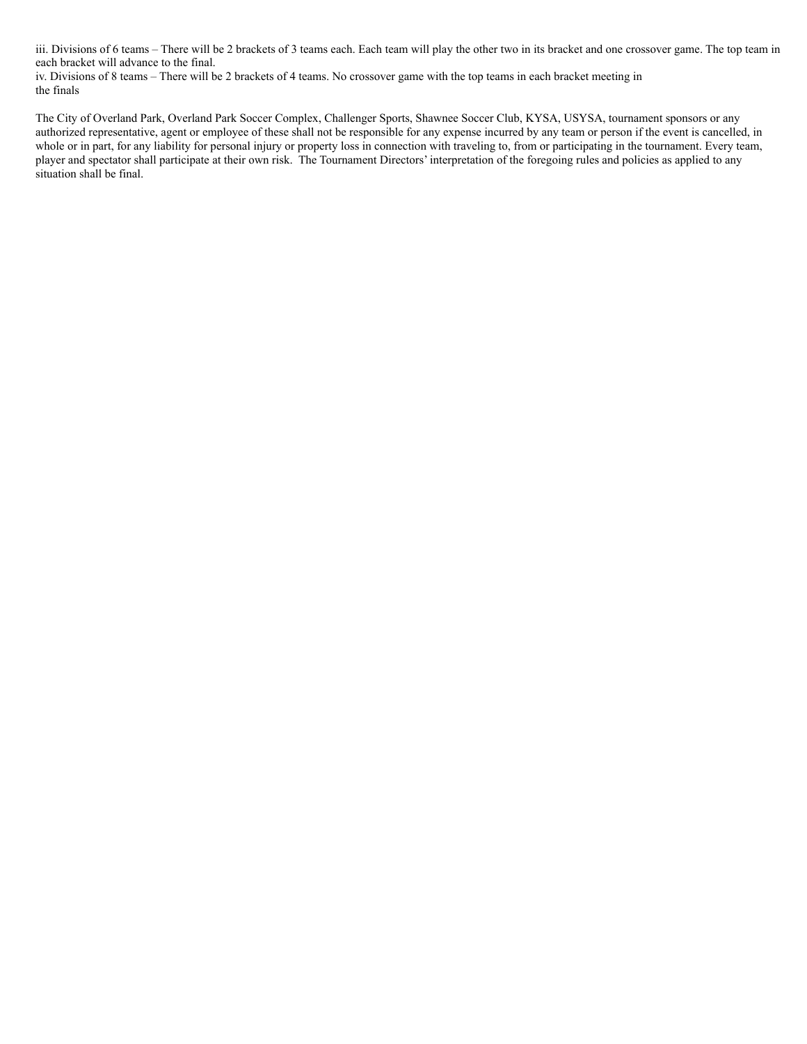iii. Divisions of 6 teams – There will be 2 brackets of 3 teams each. Each team will play the other two in its bracket and one crossover game. The top team in each bracket will advance to the final.
iv. Divisions of 8 teams – There will be 2 brackets of 4 teams. No crossover game with the top teams in each bracket meeting in the finals

The City of Overland Park, Overland Park Soccer Complex, Challenger Sports, Shawnee Soccer Club, KYSA, USYSA, tournament sponsors or any authorized representative, agent or employee of these shall not be responsible for any expense incurred by any team or person if the event is cancelled, in whole or in part, for any liability for personal injury or property loss in connection with traveling to, from or participating in the tournament. Every team, player and spectator shall participate at their own risk. The Tournament Directors' interpretation of the foregoing rules and policies as applied to any situation shall be final.